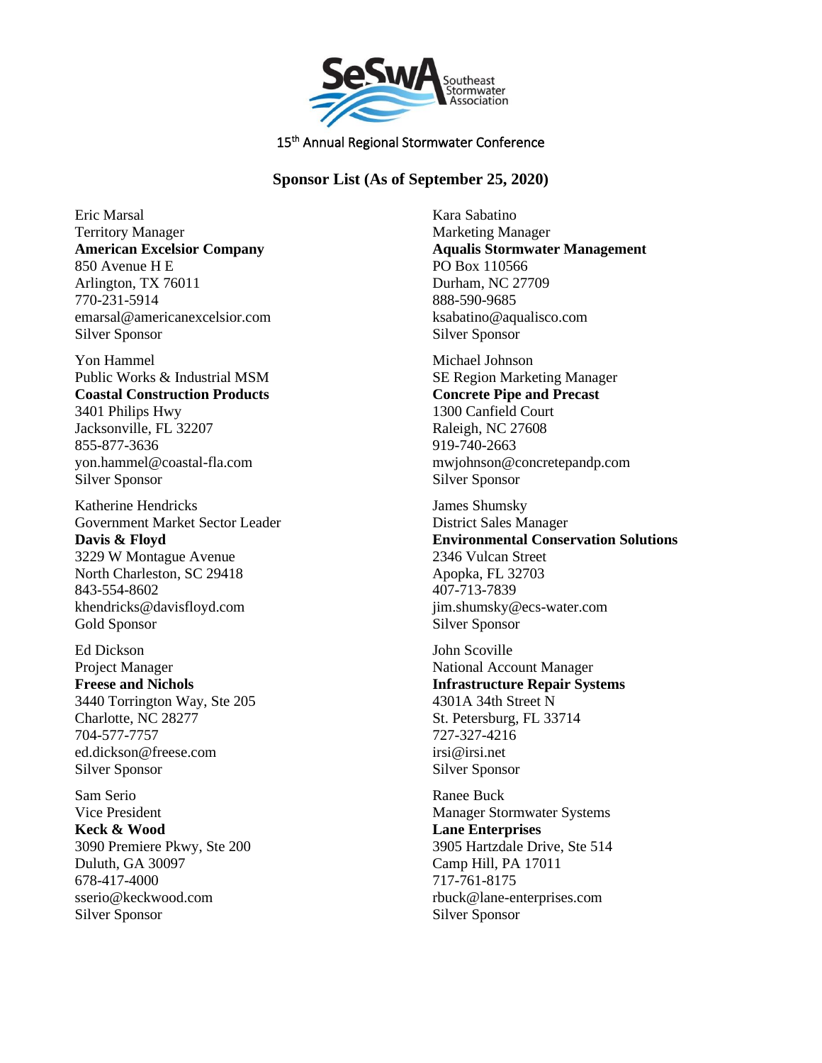SeSwA Southeast Stormwater Association

15th Annual Regional Stormwater Conference

## Sponsor List (As of September 25, 2020)

Eric Marsal
Territory Manager
**American Excelsior Company**
850 Avenue H E
Arlington, TX 76011
770-231-5914
emarsal@americanexcelsior.com
Silver Sponsor

Yon Hammel
Public Works & Industrial MSM
**Coastal Construction Products**
3401 Philips Hwy
Jacksonville, FL 32207
855-877-3636
yon.hammel@coastal-fla.com
Silver Sponsor

Katherine Hendricks
Government Market Sector Leader
**Davis & Floyd**
3229 W Montague Avenue
North Charleston, SC 29418
843-554-8602
khendricks@davisfloyd.com
Gold Sponsor

Ed Dickson
Project Manager
**Freese and Nichols**
3440 Torrington Way, Ste 205
Charlotte, NC 28277
704-577-7757
ed.dickson@freese.com
Silver Sponsor

Sam Serio
Vice President
**Keck & Wood**
3090 Premiere Pkwy, Ste 200
Duluth, GA 30097
678-417-4000
sserio@keckwood.com
Silver Sponsor

Kara Sabatino
Marketing Manager
**Aqualis Stormwater Management**
PO Box 110566
Durham, NC 27709
888-590-9685
ksabatino@aqualisco.com
Silver Sponsor

Michael Johnson
SE Region Marketing Manager
**Concrete Pipe and Precast**
1300 Canfield Court
Raleigh, NC 27608
919-740-2663
mwjohnson@concretepandp.com
Silver Sponsor

James Shumsky
District Sales Manager
**Environmental Conservation Solutions**
2346 Vulcan Street
Apopka, FL 32703
407-713-7839
jim.shumsky@ecs-water.com
Silver Sponsor

John Scoville
National Account Manager
**Infrastructure Repair Systems**
4301A 34th Street N
St. Petersburg, FL 33714
727-327-4216
irsi@irsi.net
Silver Sponsor

Ranee Buck
Manager Stormwater Systems
**Lane Enterprises**
3905 Hartzdale Drive, Ste 514
Camp Hill, PA 17011
717-761-8175
rbuck@lane-enterprises.com
Silver Sponsor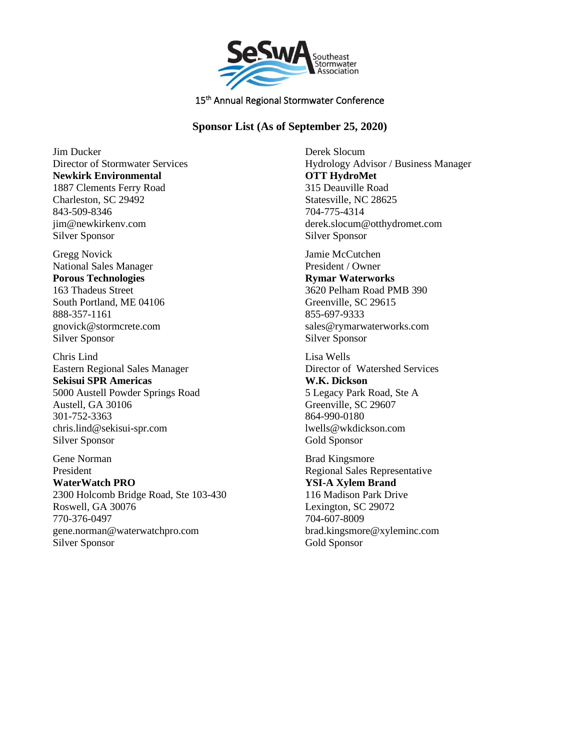Southeast Stormwater Association

15th Annual Regional Stormwater Conference

## Sponsor List (As of September 25, 2020)

Jim Ducker
Director of Stormwater Services
**Newkirk Environmental**
1887 Clements Ferry Road
Charleston, SC 29492
843-509-8346
jim@newkirkenv.com
Silver Sponsor

Gregg Novick
National Sales Manager
**Porous Technologies**
163 Thadeus Street
South Portland, ME 04106
888-357-1161
gnovick@stormcrete.com
Silver Sponsor

Chris Lind
Eastern Regional Sales Manager
**Sekisui SPR Americas**
5000 Austell Powder Springs Road
Austell, GA 30106
301-752-3363
chris.lind@sekisui-spr.com
Silver Sponsor

Gene Norman
President
**WaterWatch PRO**
2300 Holcomb Bridge Road, Ste 103-430
Roswell, GA 30076
770-376-0497
gene.norman@waterwatchpro.com
Silver Sponsor

Derek Slocum
Hydrology Advisor / Business Manager
**OTT HydroMet**
315 Deauville Road
Statesville, NC 28625
704-775-4314
derek.slocum@otthydromet.com
Silver Sponsor

Jamie McCutchen
President / Owner
**Rymar Waterworks**
3620 Pelham Road PMB 390
Greenville, SC 29615
855-697-9333
sales@rymarwaterworks.com
Silver Sponsor

Lisa Wells
Director of Watershed Services
**W.K. Dickson**
5 Legacy Park Road, Ste A
Greenville, SC 29607
864-990-0180
lwells@wkdickson.com
Gold Sponsor

Brad Kingsmore
Regional Sales Representative
**YSI-A Xylem Brand**
116 Madison Park Drive
Lexington, SC 29072
704-607-8009
brad.kingsmore@xyleminc.com
Gold Sponsor